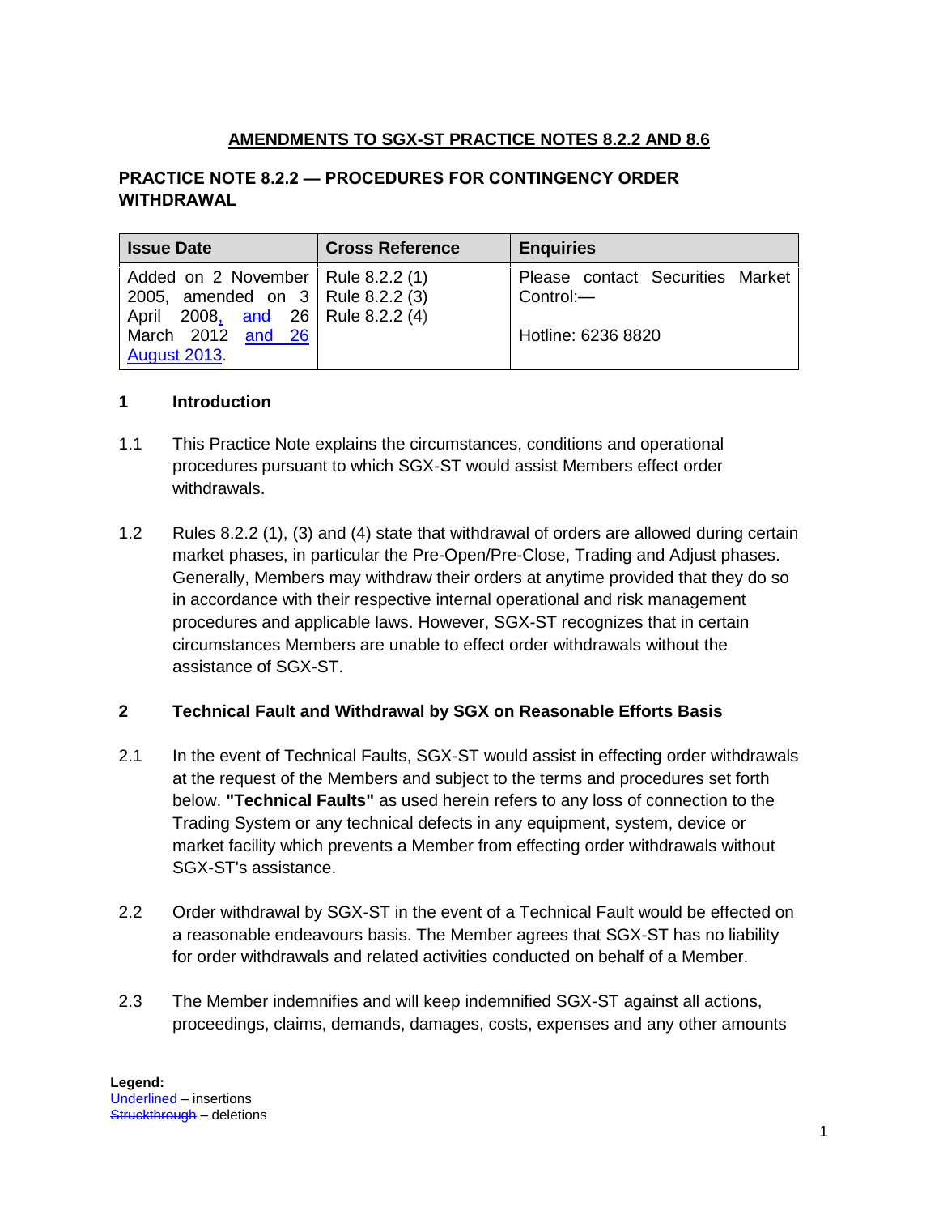# AMENDMENTS TO SGX-ST PRACTICE NOTES 8.2.2 AND 8.6

## PRACTICE NOTE 8.2.2 — PROCEDURES FOR CONTINGENCY ORDER WITHDRAWAL

| Issue Date | Cross Reference | Enquiries |
| --- | --- | --- |
| Added on 2 November 2005, amended on 3 April 2008<ins>,</ins> ~~and~~ 26 March 2012 <ins>and 26 August 2013</ins>. | Rule 8.2.2 (1)<br>Rule 8.2.2 (3)<br>Rule 8.2.2 (4) | Please contact Securities Market Control:—<br><br>Hotline: 6236 8820 |

### 1 Introduction

1.1 This Practice Note explains the circumstances, conditions and operational procedures pursuant to which SGX-ST would assist Members effect order withdrawals.

1.2 Rules 8.2.2 (1), (3) and (4) state that withdrawal of orders are allowed during certain market phases, in particular the Pre-Open/Pre-Close, Trading and Adjust phases. Generally, Members may withdraw their orders at anytime provided that they do so in accordance with their respective internal operational and risk management procedures and applicable laws. However, SGX-ST recognizes that in certain circumstances Members are unable to effect order withdrawals without the assistance of SGX-ST.

### 2 Technical Fault and Withdrawal by SGX on Reasonable Efforts Basis

2.1 In the event of Technical Faults, SGX-ST would assist in effecting order withdrawals at the request of the Members and subject to the terms and procedures set forth below. **"Technical Faults"** as used herein refers to any loss of connection to the Trading System or any technical defects in any equipment, system, device or market facility which prevents a Member from effecting order withdrawals without SGX-ST's assistance.

2.2 Order withdrawal by SGX-ST in the event of a Technical Fault would be effected on a reasonable endeavours basis. The Member agrees that SGX-ST has no liability for order withdrawals and related activities conducted on behalf of a Member.

2.3 The Member indemnifies and will keep indemnified SGX-ST against all actions, proceedings, claims, demands, damages, costs, expenses and any other amounts

**Legend:**
<ins>Underlined</ins> – insertions
~~Struckthrough~~ – deletions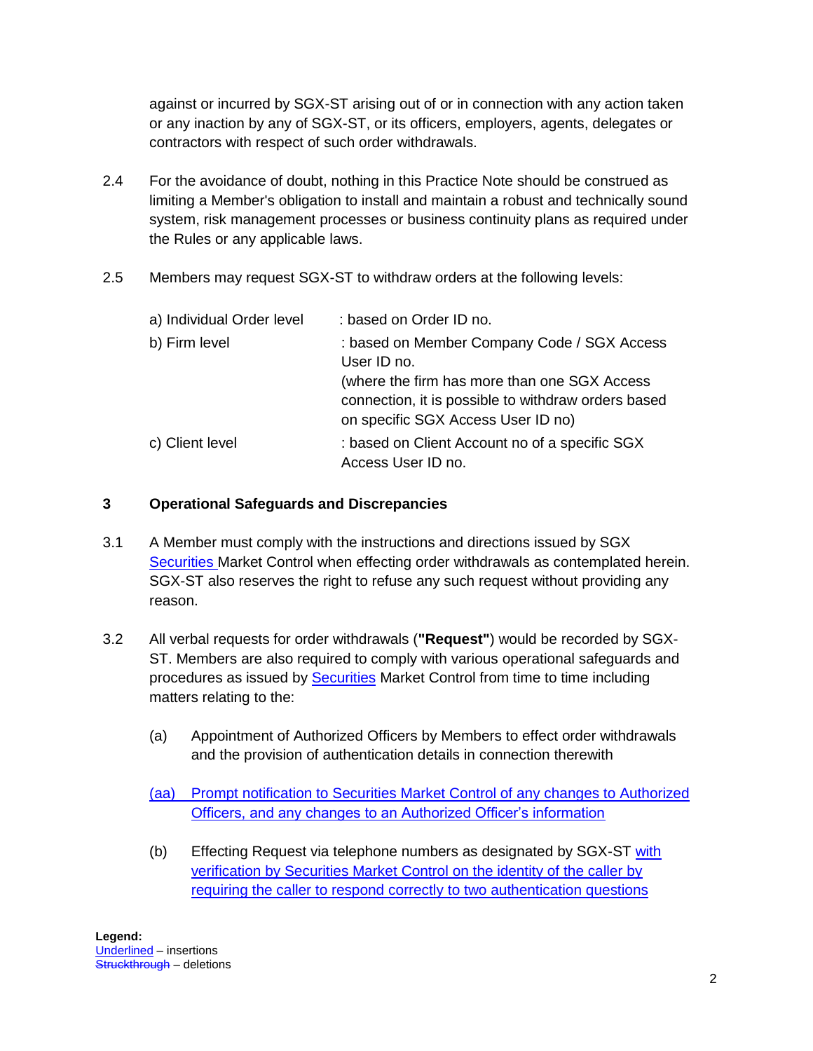against or incurred by SGX-ST arising out of or in connection with any action taken or any inaction by any of SGX-ST, or its officers, employers, agents, delegates or contractors with respect of such order withdrawals.

2.4 For the avoidance of doubt, nothing in this Practice Note should be construed as limiting a Member's obligation to install and maintain a robust and technically sound system, risk management processes or business continuity plans as required under the Rules or any applicable laws.

2.5 Members may request SGX-ST to withdraw orders at the following levels:

| | |
|---|---|
| a) Individual Order level | : based on Order ID no. |
| b) Firm level | : based on Member Company Code / SGX Access User ID no. (where the firm has more than one SGX Access connection, it is possible to withdraw orders based on specific SGX Access User ID no) |
| c) Client level | : based on Client Account no of a specific SGX Access User ID no. |

## 3 Operational Safeguards and Discrepancies

3.1 A Member must comply with the instructions and directions issued by SGX <u>Securities</u> Market Control when effecting order withdrawals as contemplated herein. SGX-ST also reserves the right to refuse any such request without providing any reason.

3.2 All verbal requests for order withdrawals (**"Request"**) would be recorded by SGX-ST. Members are also required to comply with various operational safeguards and procedures as issued by <u>Securities</u> Market Control from time to time including matters relating to the:

(a) Appointment of Authorized Officers by Members to effect order withdrawals and the provision of authentication details in connection therewith

<u>(aa) Prompt notification to Securities Market Control of any changes to Authorized Officers, and any changes to an Authorized Officer's information</u>

(b) Effecting Request via telephone numbers as designated by SGX-ST <u>with verification by Securities Market Control on the identity of the caller by requiring the caller to respond correctly to two authentication questions</u>

**Legend:**
<u>Underlined</u> – insertions
~~Struckthrough~~ – deletions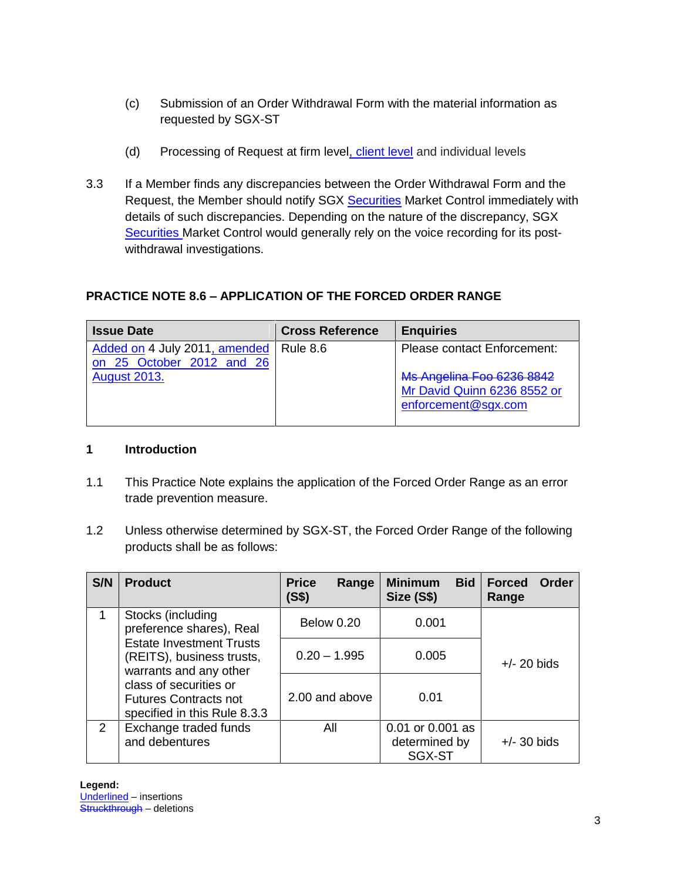(c) Submission of an Order Withdrawal Form with the material information as requested by SGX-ST

(d) Processing of Request at firm level, client level and individual levels

3.3 If a Member finds any discrepancies between the Order Withdrawal Form and the Request, the Member should notify SGX Securities Market Control immediately with details of such discrepancies. Depending on the nature of the discrepancy, SGX Securities Market Control would generally rely on the voice recording for its post-withdrawal investigations.

## PRACTICE NOTE 8.6 – APPLICATION OF THE FORCED ORDER RANGE

| Issue Date | Cross Reference | Enquiries |
|---|---|---|
| Added on 4 July 2011, amended on 25 October 2012 and 26 August 2013. | Rule 8.6 | Please contact Enforcement:<br><br>~~Ms Angelina Foo 6236 8842~~<br>Mr David Quinn 6236 8552 or enforcement@sgx.com |

### 1 Introduction

1.1 This Practice Note explains the application of the Forced Order Range as an error trade prevention measure.

1.2 Unless otherwise determined by SGX-ST, the Forced Order Range of the following products shall be as follows:

| S/N | Product | Price Range (S$) | Minimum Bid Size (S$) | Forced Order Range |
|---|---|---|---|---|
| 1 | Stocks (including preference shares), Real Estate Investment Trusts (REITS), business trusts, warrants and any other class of securities or Futures Contracts not specified in this Rule 8.3.3 | Below 0.20 | 0.001 | +/- 20 bids |
| | | 0.20 – 1.995 | 0.005 | |
| | | 2.00 and above | 0.01 | |
| 2 | Exchange traded funds and debentures | All | 0.01 or 0.001 as determined by SGX-ST | +/- 30 bids |

**Legend:**
Underlined – insertions
~~Struckthrough~~ – deletions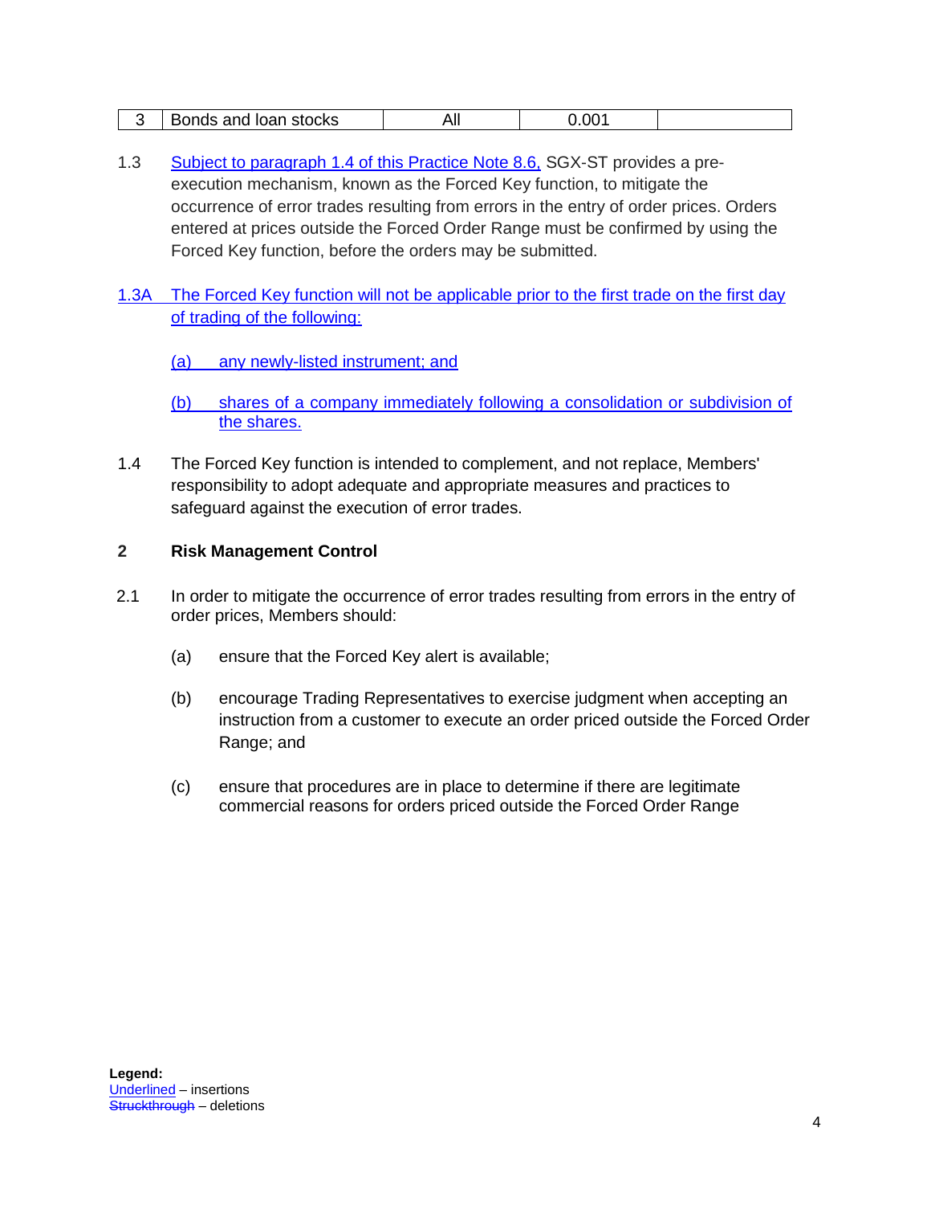| | | | | |
|---|---|---|---|---|
| 3 | Bonds and loan stocks | All | 0.001 | |

1.3 Subject to paragraph 1.4 of this Practice Note 8.6, SGX-ST provides a pre-execution mechanism, known as the Forced Key function, to mitigate the occurrence of error trades resulting from errors in the entry of order prices. Orders entered at prices outside the Forced Order Range must be confirmed by using the Forced Key function, before the orders may be submitted.

1.3A The Forced Key function will not be applicable prior to the first trade on the first day of trading of the following:

(a) any newly-listed instrument; and

(b) shares of a company immediately following a consolidation or subdivision of the shares.

1.4 The Forced Key function is intended to complement, and not replace, Members' responsibility to adopt adequate and appropriate measures and practices to safeguard against the execution of error trades.

## 2 Risk Management Control

2.1 In order to mitigate the occurrence of error trades resulting from errors in the entry of order prices, Members should:

(a) ensure that the Forced Key alert is available;

(b) encourage Trading Representatives to exercise judgment when accepting an instruction from a customer to execute an order priced outside the Forced Order Range; and

(c) ensure that procedures are in place to determine if there are legitimate commercial reasons for orders priced outside the Forced Order Range

**Legend:**
Underlined – insertions
~~Struckthrough~~ – deletions